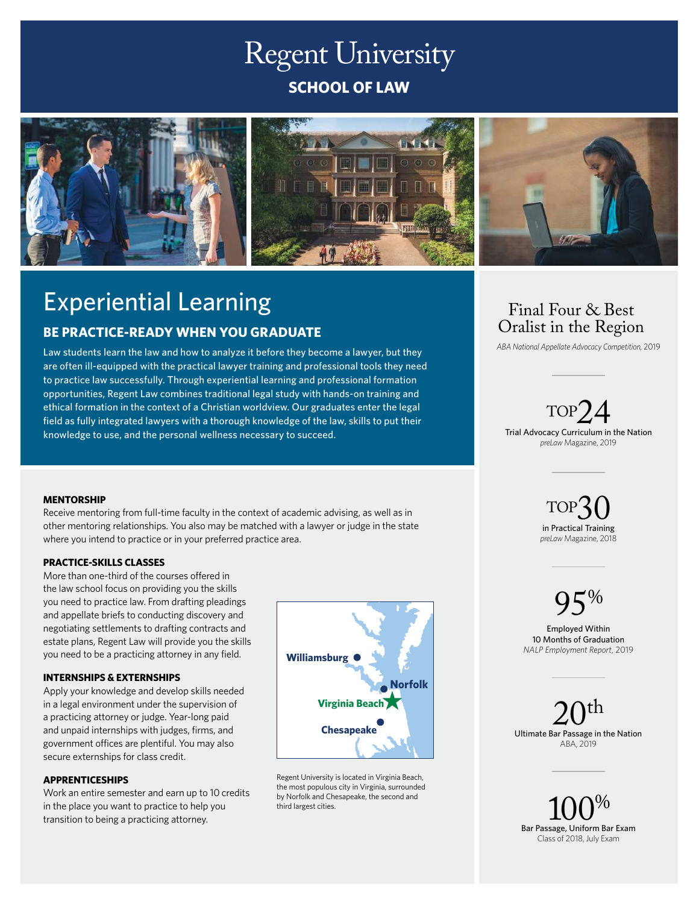# Regent University

**SCHOOL OF LAW**

## Experiential Learning

### BE PRACTICE-READY WHEN YOU GRADUATE

Law students learn the law and how to analyze it before they become a lawyer, but they are often ill-equipped with the practical lawyer training and professional tools they need to practice law successfully. Through experiential learning and professional formation opportunities, Regent Law combines traditional legal study with hands-on training and ethical formation in the context of a Christian worldview. Our graduates enter the legal field as fully integrated lawyers with a thorough knowledge of the law, skills to put their knowledge to use, and the personal wellness necessary to succeed.

**MENTORSHIP**

Receive mentoring from full-time faculty in the context of academic advising, as well as in other mentoring relationships. You also may be matched with a lawyer or judge in the state where you intend to practice or in your preferred practice area.

**PRACTICE-SKILLS CLASSES**

More than one-third of the courses offered in the law school focus on providing you the skills you need to practice law. From drafting pleadings and appellate briefs to conducting discovery and negotiating settlements to drafting contracts and estate plans, Regent Law will provide you the skills you need to be a practicing attorney in any field.

**INTERNSHIPS & EXTERNSHIPS**

Apply your knowledge and develop skills needed in a legal environment under the supervision of a practicing attorney or judge. Year-long paid and unpaid internships with judges, firms, and government offices are plentiful. You may also secure externships for class credit.

**APPRENTICESHIPS**

Work an entire semester and earn up to 10 credits in the place you want to practice to help you transition to being a practicing attorney.

Williamsburg
Norfolk
Virginia Beach
Chesapeake

Regent University is located in Virginia Beach, the most populous city in Virginia, surrounded by Norfolk and Chesapeake, the second and third largest cities.

---

**Final Four & Best Oralist in the Region**
*ABA National Appellate Advocacy Competition*, 2019

**TOP 24**
Trial Advocacy Curriculum in the Nation
*preLaw* Magazine, 2019

**TOP 30**
in Practical Training
*preLaw* Magazine, 2018

**95%**
Employed Within 10 Months of Graduation
*NALP Employment Report*, 2019

**20th**
Ultimate Bar Passage in the Nation
ABA, 2019

**100%**
Bar Passage, Uniform Bar Exam
Class of 2018, July Exam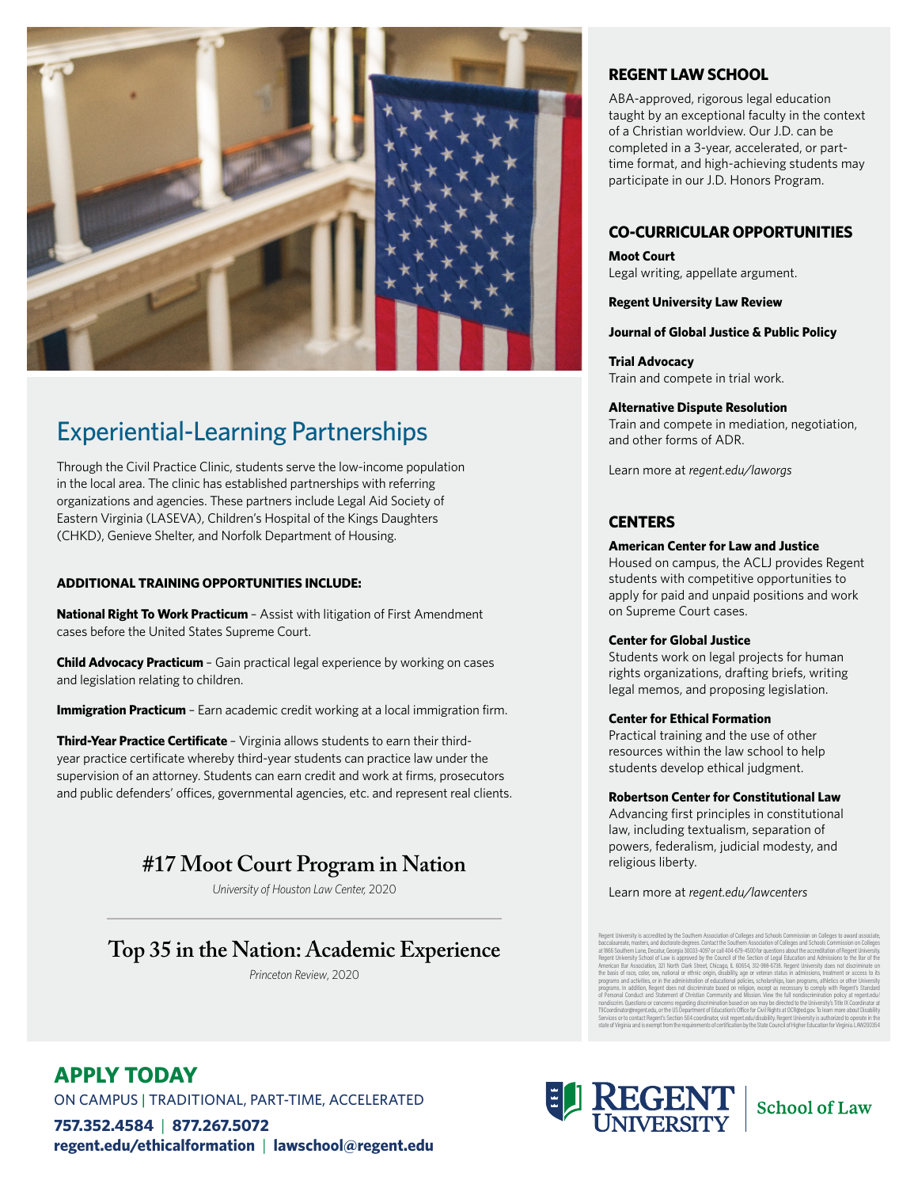## Experiential-Learning Partnerships

Through the Civil Practice Clinic, students serve the low-income population in the local area. The clinic has established partnerships with referring organizations and agencies. These partners include Legal Aid Society of Eastern Virginia (LASEVA), Children's Hospital of the Kings Daughters (CHKD), Genieve Shelter, and Norfolk Department of Housing.

**ADDITIONAL TRAINING OPPORTUNITIES INCLUDE:**

**National Right To Work Practicum** – Assist with litigation of First Amendment cases before the United States Supreme Court.

**Child Advocacy Practicum** – Gain practical legal experience by working on cases and legislation relating to children.

**Immigration Practicum** – Earn academic credit working at a local immigration firm.

**Third-Year Practice Certificate** – Virginia allows students to earn their third-year practice certificate whereby third-year students can practice law under the supervision of an attorney. Students can earn credit and work at firms, prosecutors and public defenders' offices, governmental agencies, etc. and represent real clients.

### #17 Moot Court Program in Nation

*University of Houston Law Center,* 2020

### Top 35 in the Nation: Academic Experience

*Princeton Review,* 2020

### REGENT LAW SCHOOL

ABA-approved, rigorous legal education taught by an exceptional faculty in the context of a Christian worldview. Our J.D. can be completed in a 3-year, accelerated, or part-time format, and high-achieving students may participate in our J.D. Honors Program.

### CO-CURRICULAR OPPORTUNITIES

**Moot Court**
Legal writing, appellate argument.

**Regent University Law Review**

**Journal of Global Justice & Public Policy**

**Trial Advocacy**
Train and compete in trial work.

**Alternative Dispute Resolution**
Train and compete in mediation, negotiation, and other forms of ADR.

Learn more at *regent.edu/laworgs*

### CENTERS

**American Center for Law and Justice**
Housed on campus, the ACLJ provides Regent students with competitive opportunities to apply for paid and unpaid positions and work on Supreme Court cases.

**Center for Global Justice**
Students work on legal projects for human rights organizations, drafting briefs, writing legal memos, and proposing legislation.

**Center for Ethical Formation**
Practical training and the use of other resources within the law school to help students develop ethical judgment.

**Robertson Center for Constitutional Law**
Advancing first principles in constitutional law, including textualism, separation of powers, federalism, judicial modesty, and religious liberty.

Learn more at *regent.edu/lawcenters*

Regent University is accredited by the Southern Association of Colleges and Schools Commission on Colleges to award associate, baccalaureate, masters, and doctorate degrees. Contact the Southern Association of Colleges and Schools Commission on Colleges at 1866 Southern Lane, Decatur, Georgia 30033-4097 or call 404-679-4500 for questions about the accreditation of Regent University. Regent University School of Law is approved by the Council of the Section of Legal Education and Admissions to the Bar of the American Bar Association, 321 North Clark Street, Chicago, IL 60654, 312-988-6738. Regent University does not discriminate on the basis of race, color, sex, national or ethnic origin, disability, age or veteran status in admissions, treatment or access to its programs and activities, or in the administration of educational policies, scholarships, loan programs, athletics or other University programs. In addition, Regent does not discriminate based on religion, except as necessary to comply with Regent's Standard of Personal Conduct and Statement of Christian Community and Mission. View the full nondiscrimination policy at regent.edu/nondiscrim. Questions or concerns regarding discrimination based on sex may be directed to the University's Title IX Coordinator at T9Coordinator@regent.edu, or the US Department of Education's Office for Civil Rights at OCR@ed.gov. To learn more about Disability Services or to contact Regent's Section 504 coordinator, visit regent.edu/disability. Regent University is authorized to operate in the state of Virginia and is exempt from the requirements of certification by the State Council of Higher Education for Virginia. LAW200354

## APPLY TODAY

ON CAMPUS | TRADITIONAL, PART-TIME, ACCELERATED

**757.352.4584** | **877.267.5072**
**regent.edu/ethicalformation** | **lawschool@regent.edu**

REGENT UNIVERSITY | School of Law